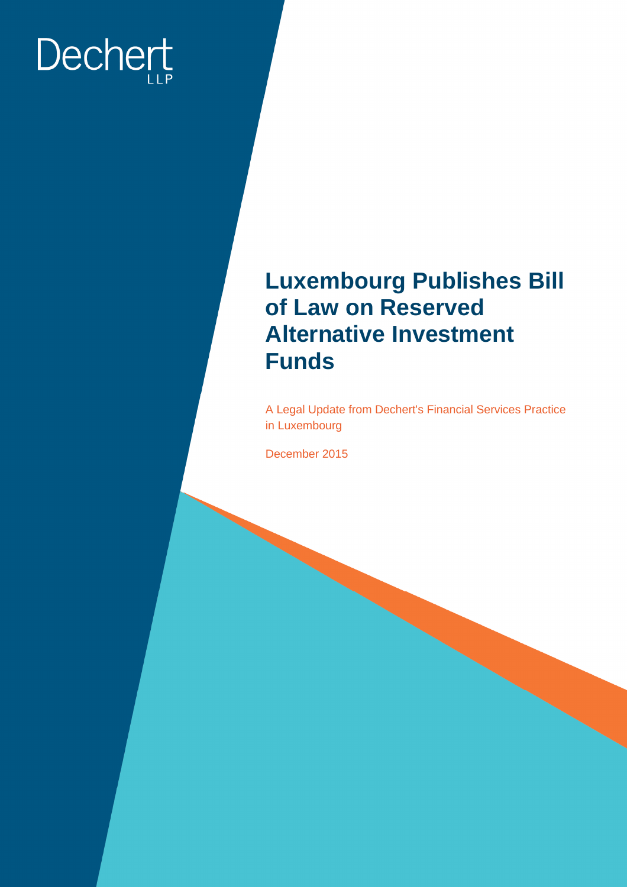Dechert LLP

# Luxembourg Publishes Bill of Law on Reserved Alternative Investment Funds

A Legal Update from Dechert's Financial Services Practice in Luxembourg

December 2015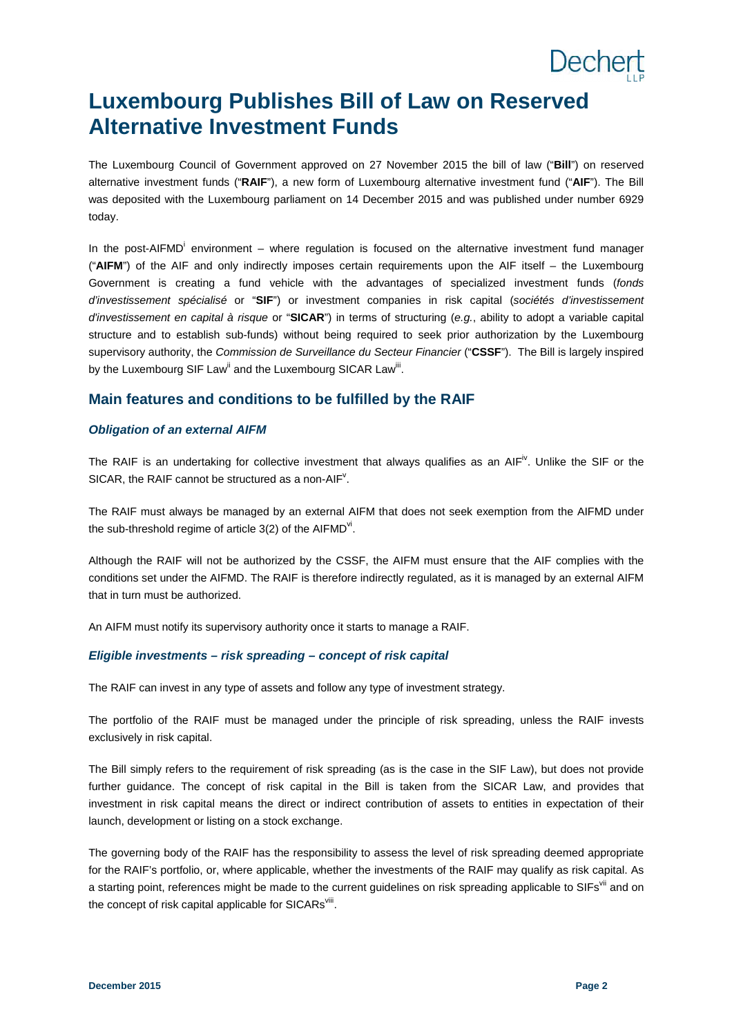# Luxembourg Publishes Bill of Law on Reserved Alternative Investment Funds

The Luxembourg Council of Government approved on 27 November 2015 the bill of law ("**Bill**") on reserved alternative investment funds ("**RAIF**"), a new form of Luxembourg alternative investment fund ("**AIF**"). The Bill was deposited with the Luxembourg parliament on 14 December 2015 and was published under number 6929 today.

In the post-AIFMD[i] environment – where regulation is focused on the alternative investment fund manager ("**AIFM**") of the AIF and only indirectly imposes certain requirements upon the AIF itself – the Luxembourg Government is creating a fund vehicle with the advantages of specialized investment funds (*fonds d'investissement spécialisé* or "**SIF**") or investment companies in risk capital (*sociétés d'investissement d'investissement en capital à risque* or "**SICAR**") in terms of structuring (*e.g.*, ability to adopt a variable capital structure and to establish sub-funds) without being required to seek prior authorization by the Luxembourg supervisory authority, the *Commission de Surveillance du Secteur Financier* ("**CSSF**"). The Bill is largely inspired by the Luxembourg SIF Law[ii] and the Luxembourg SICAR Law[iii].

## Main features and conditions to be fulfilled by the RAIF

### *Obligation of an external AIFM*

The RAIF is an undertaking for collective investment that always qualifies as an AIF[iv]. Unlike the SIF or the SICAR, the RAIF cannot be structured as a non-AIF[v].

The RAIF must always be managed by an external AIFM that does not seek exemption from the AIFMD under the sub-threshold regime of article 3(2) of the AIFMD[vi].

Although the RAIF will not be authorized by the CSSF, the AIFM must ensure that the AIF complies with the conditions set under the AIFMD. The RAIF is therefore indirectly regulated, as it is managed by an external AIFM that in turn must be authorized.

An AIFM must notify its supervisory authority once it starts to manage a RAIF.

### *Eligible investments – risk spreading – concept of risk capital*

The RAIF can invest in any type of assets and follow any type of investment strategy.

The portfolio of the RAIF must be managed under the principle of risk spreading, unless the RAIF invests exclusively in risk capital.

The Bill simply refers to the requirement of risk spreading (as is the case in the SIF Law), but does not provide further guidance. The concept of risk capital in the Bill is taken from the SICAR Law, and provides that investment in risk capital means the direct or indirect contribution of assets to entities in expectation of their launch, development or listing on a stock exchange.

The governing body of the RAIF has the responsibility to assess the level of risk spreading deemed appropriate for the RAIF's portfolio, or, where applicable, whether the investments of the RAIF may qualify as risk capital. As a starting point, references might be made to the current guidelines on risk spreading applicable to SIFs[vii] and on the concept of risk capital applicable for SICARs[viii].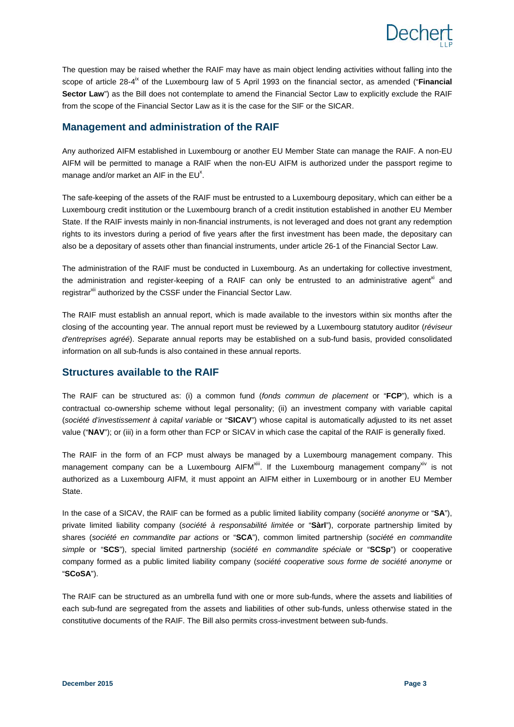The question may be raised whether the RAIF may have as main object lending activities without falling into the scope of article 28-4[ix] of the Luxembourg law of 5 April 1993 on the financial sector, as amended ("**Financial Sector Law**") as the Bill does not contemplate to amend the Financial Sector Law to explicitly exclude the RAIF from the scope of the Financial Sector Law as it is the case for the SIF or the SICAR.

## Management and administration of the RAIF

Any authorized AIFM established in Luxembourg or another EU Member State can manage the RAIF. A non-EU AIFM will be permitted to manage a RAIF when the non-EU AIFM is authorized under the passport regime to manage and/or market an AIF in the EU[x].

The safe-keeping of the assets of the RAIF must be entrusted to a Luxembourg depositary, which can either be a Luxembourg credit institution or the Luxembourg branch of a credit institution established in another EU Member State. If the RAIF invests mainly in non-financial instruments, is not leveraged and does not grant any redemption rights to its investors during a period of five years after the first investment has been made, the depositary can also be a depositary of assets other than financial instruments, under article 26-1 of the Financial Sector Law.

The administration of the RAIF must be conducted in Luxembourg. As an undertaking for collective investment, the administration and register-keeping of a RAIF can only be entrusted to an administrative agent[xi] and registrar[xii] authorized by the CSSF under the Financial Sector Law.

The RAIF must establish an annual report, which is made available to the investors within six months after the closing of the accounting year. The annual report must be reviewed by a Luxembourg statutory auditor (*réviseur d'entreprises agréé*). Separate annual reports may be established on a sub-fund basis, provided consolidated information on all sub-funds is also contained in these annual reports.

## Structures available to the RAIF

The RAIF can be structured as: (i) a common fund (*fonds commun de placement* or "**FCP**"), which is a contractual co-ownership scheme without legal personality; (ii) an investment company with variable capital (*société d'investissement à capital variable* or "**SICAV**") whose capital is automatically adjusted to its net asset value ("**NAV**"); or (iii) in a form other than FCP or SICAV in which case the capital of the RAIF is generally fixed.

The RAIF in the form of an FCP must always be managed by a Luxembourg management company. This management company can be a Luxembourg AIFM[xiii]. If the Luxembourg management company[xiv] is not authorized as a Luxembourg AIFM, it must appoint an AIFM either in Luxembourg or in another EU Member State.

In the case of a SICAV, the RAIF can be formed as a public limited liability company (*société anonyme* or "**SA**"), private limited liability company (*société à responsabilité limitée* or "**Sàrl**"), corporate partnership limited by shares (*société en commandite par actions* or "**SCA**"), common limited partnership (*société en commandite simple* or "**SCS**"), special limited partnership (*société en commandite spéciale* or "**SCSp**") or cooperative company formed as a public limited liability company (*société cooperative sous forme de société anonyme* or "**SCoSA**").

The RAIF can be structured as an umbrella fund with one or more sub-funds, where the assets and liabilities of each sub-fund are segregated from the assets and liabilities of other sub-funds, unless otherwise stated in the constitutive documents of the RAIF. The Bill also permits cross-investment between sub-funds.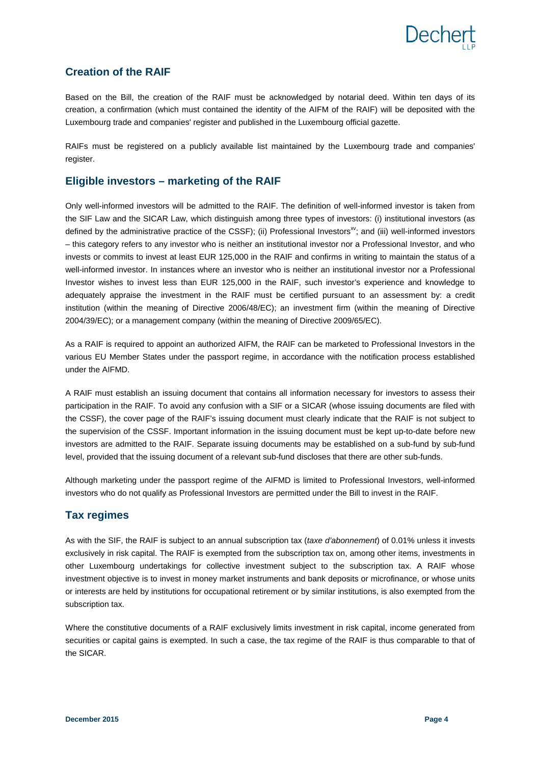## Creation of the RAIF

Based on the Bill, the creation of the RAIF must be acknowledged by notarial deed. Within ten days of its creation, a confirmation (which must contained the identity of the AIFM of the RAIF) will be deposited with the Luxembourg trade and companies' register and published in the Luxembourg official gazette.

RAIFs must be registered on a publicly available list maintained by the Luxembourg trade and companies' register.

## Eligible investors – marketing of the RAIF

Only well-informed investors will be admitted to the RAIF. The definition of well-informed investor is taken from the SIF Law and the SICAR Law, which distinguish among three types of investors: (i) institutional investors (as defined by the administrative practice of the CSSF); (ii) Professional Investors[xv]; and (iii) well-informed investors – this category refers to any investor who is neither an institutional investor nor a Professional Investor, and who invests or commits to invest at least EUR 125,000 in the RAIF and confirms in writing to maintain the status of a well-informed investor. In instances where an investor who is neither an institutional investor nor a Professional Investor wishes to invest less than EUR 125,000 in the RAIF, such investor's experience and knowledge to adequately appraise the investment in the RAIF must be certified pursuant to an assessment by: a credit institution (within the meaning of Directive 2006/48/EC); an investment firm (within the meaning of Directive 2004/39/EC); or a management company (within the meaning of Directive 2009/65/EC).

As a RAIF is required to appoint an authorized AIFM, the RAIF can be marketed to Professional Investors in the various EU Member States under the passport regime, in accordance with the notification process established under the AIFMD.

A RAIF must establish an issuing document that contains all information necessary for investors to assess their participation in the RAIF. To avoid any confusion with a SIF or a SICAR (whose issuing documents are filed with the CSSF), the cover page of the RAIF's issuing document must clearly indicate that the RAIF is not subject to the supervision of the CSSF. Important information in the issuing document must be kept up-to-date before new investors are admitted to the RAIF. Separate issuing documents may be established on a sub-fund by sub-fund level, provided that the issuing document of a relevant sub-fund discloses that there are other sub-funds.

Although marketing under the passport regime of the AIFMD is limited to Professional Investors, well-informed investors who do not qualify as Professional Investors are permitted under the Bill to invest in the RAIF.

## Tax regimes

As with the SIF, the RAIF is subject to an annual subscription tax (*taxe d'abonnement*) of 0.01% unless it invests exclusively in risk capital. The RAIF is exempted from the subscription tax on, among other items, investments in other Luxembourg undertakings for collective investment subject to the subscription tax. A RAIF whose investment objective is to invest in money market instruments and bank deposits or microfinance, or whose units or interests are held by institutions for occupational retirement or by similar institutions, is also exempted from the subscription tax.

Where the constitutive documents of a RAIF exclusively limits investment in risk capital, income generated from securities or capital gains is exempted. In such a case, the tax regime of the RAIF is thus comparable to that of the SICAR.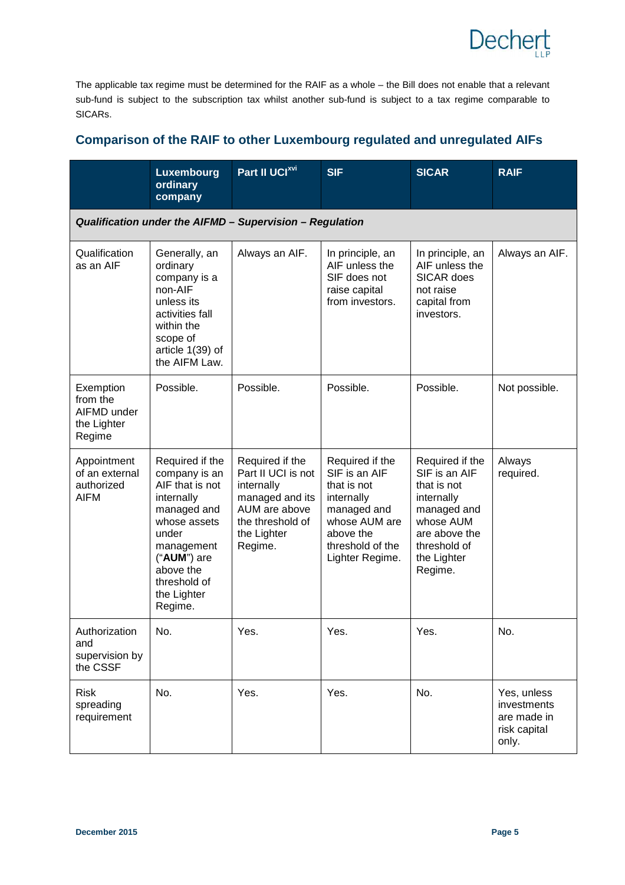The applicable tax regime must be determined for the RAIF as a whole – the Bill does not enable that a relevant sub-fund is subject to the subscription tax whilst another sub-fund is subject to a tax regime comparable to SICARs.

## Comparison of the RAIF to other Luxembourg regulated and unregulated AIFs

| | Luxembourg ordinary company | Part II UCI[xvi] | SIF | SICAR | RAIF |
|---|---|---|---|---|---|
| ***Qualification under the AIFMD – Supervision – Regulation*** | | | | | |
| Qualification as an AIF | Generally, an ordinary company is a non-AIF unless its activities fall within the scope of article 1(39) of the AIFM Law. | Always an AIF. | In principle, an AIF unless the SIF does not raise capital from investors. | In principle, an AIF unless the SICAR does not raise capital from investors. | Always an AIF. |
| Exemption from the AIFMD under the Lighter Regime | Possible. | Possible. | Possible. | Possible. | Not possible. |
| Appointment of an external authorized AIFM | Required if the company is an AIF that is not internally managed and whose assets under management ("**AUM**") are above the threshold of the Lighter Regime. | Required if the Part II UCI is not internally managed and its AUM are above the threshold of the Lighter Regime. | Required if the SIF is an AIF that is not internally managed and whose AUM are above the threshold of the Lighter Regime. | Required if the SIF is an AIF that is not internally managed and whose AUM are above the threshold of the Lighter Regime. | Always required. |
| Authorization and supervision by the CSSF | No. | Yes. | Yes. | Yes. | No. |
| Risk spreading requirement | No. | Yes. | Yes. | No. | Yes, unless investments are made in risk capital only. |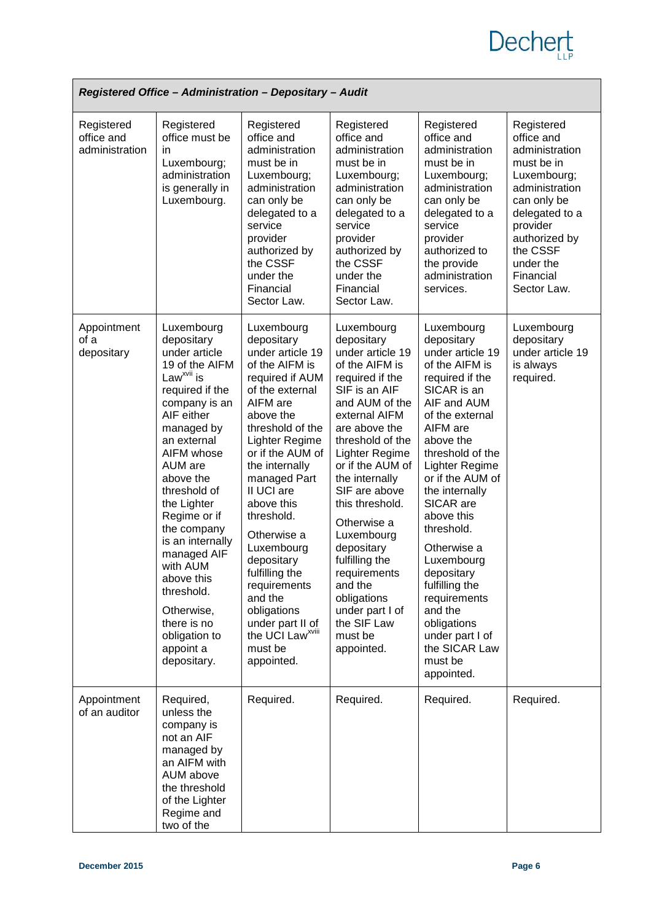| Registered Office – Administration – Depositary – Audit | | | | | |
|---|---|---|---|---|---|
| Registered office and administration | Registered office must be in Luxembourg; administration is generally in Luxembourg. | Registered office and administration must be in Luxembourg; administration can only be delegated to a service provider authorized by the CSSF under the Financial Sector Law. | Registered office and administration must be in Luxembourg; administration can only be delegated to a service provider authorized by the CSSF under the Financial Sector Law. | Registered office and administration must be in Luxembourg; administration can only be delegated to a service provider authorized to the provide administration services. | Registered office and administration must be in Luxembourg; administration can only be delegated to a service provider authorized by the CSSF under the Financial Sector Law. |
| Appointment of a depositary | Luxembourg depositary under article 19 of the AIFM Law[xvii] is required if the company is an AIF either managed by an external AIFM whose AUM are above the threshold of the Lighter Regime or if the company is an internally managed AIF with AUM above this threshold. Otherwise, there is no obligation to appoint a depositary. | Luxembourg depositary under article 19 of the AIFM is required if AUM of the external AIFM are above the threshold of the Lighter Regime or if the AUM of the internally managed Part II UCI are above this threshold. Otherwise a Luxembourg depositary fulfilling the requirements and the obligations under part II of the UCI Law[xviii] must be appointed. | Luxembourg depositary under article 19 of the AIFM is required if the SIF is an AIF and AUM of the external AIFM are above the threshold of the Lighter Regime or if the AUM of the internally SIF are above this threshold. Otherwise a Luxembourg depositary fulfilling the requirements and the obligations under part I of the SIF Law must be appointed. | Luxembourg depositary under article 19 of the AIFM is required if the SICAR is an AIF and AUM of the external AIFM are above the threshold of the Lighter Regime or if the AUM of the internally SICAR are above this threshold. Otherwise a Luxembourg depositary fulfilling the requirements and the obligations under part I of the SICAR Law must be appointed. | Luxembourg depositary under article 19 is always required. |
| Appointment of an auditor | Required, unless the company is not an AIF managed by an AIFM with AUM above the threshold of the Lighter Regime and two of the | Required. | Required. | Required. | Required. |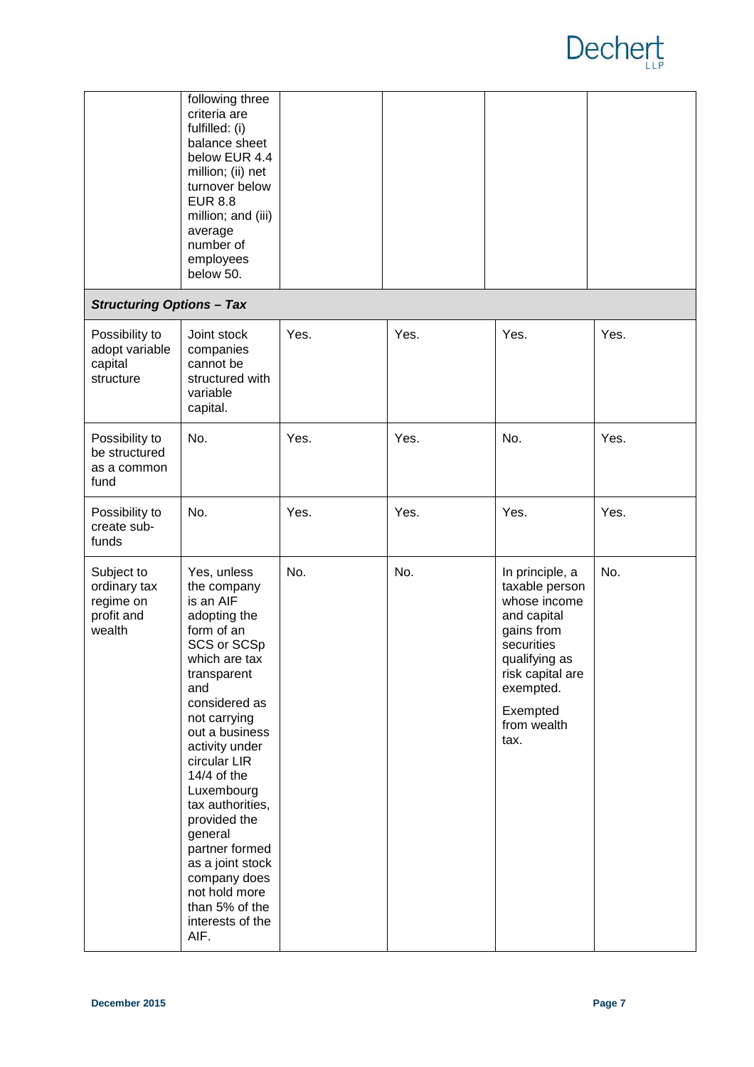| | following three criteria are fulfilled: (i) balance sheet below EUR 4.4 million; (ii) net turnover below EUR 8.8 million; and (iii) average number of employees below 50. | | | | |
|---|---|---|---|---|---|
| ***Structuring Options – Tax*** | | | | | |
| Possibility to adopt variable capital structure | Joint stock companies cannot be structured with variable capital. | Yes. | Yes. | Yes. | Yes. |
| Possibility to be structured as a common fund | No. | Yes. | Yes. | No. | Yes. |
| Possibility to create sub-funds | No. | Yes. | Yes. | Yes. | Yes. |
| Subject to ordinary tax regime on profit and wealth | Yes, unless the company is an AIF adopting the form of an SCS or SCSp which are tax transparent and considered as not carrying out a business activity under circular LIR 14/4 of the Luxembourg tax authorities, provided the general partner formed as a joint stock company does not hold more than 5% of the interests of the AIF. | No. | No. | In principle, a taxable person whose income and capital gains from securities qualifying as risk capital are exempted.<br><br>Exempted from wealth tax. | No. |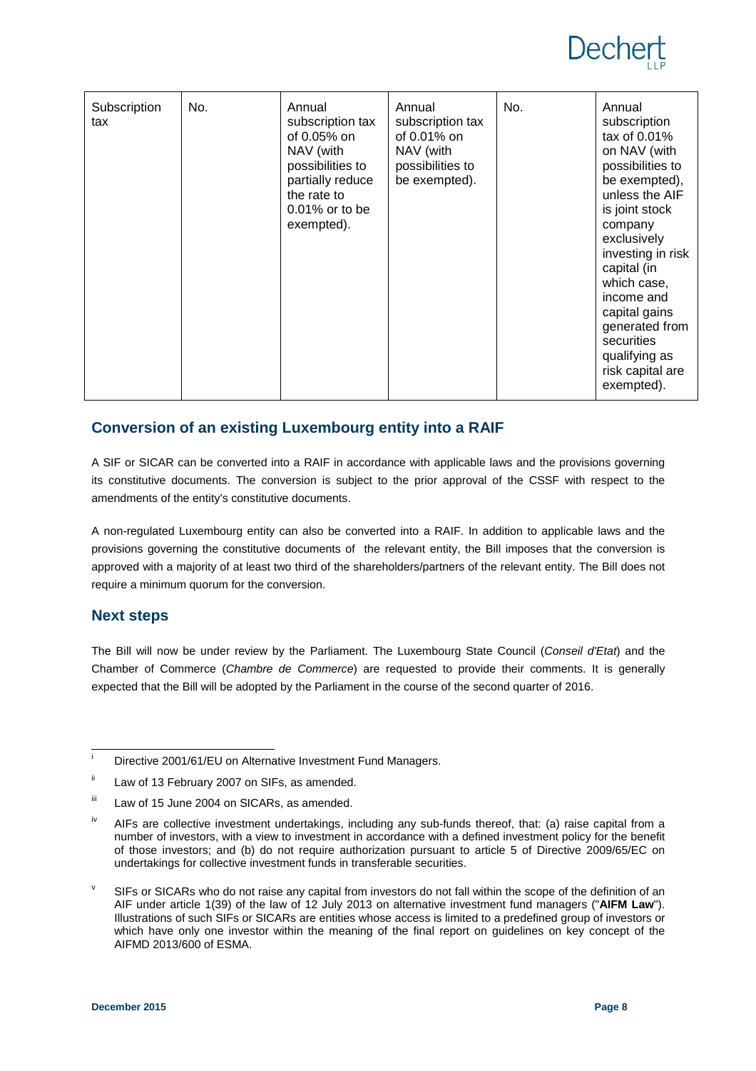| Subscription tax | No. | Annual subscription tax of 0.05% on NAV (with possibilities to partially reduce the rate to 0.01% or to be exempted). | Annual subscription tax of 0.01% on NAV (with possibilities to be exempted). | No. | Annual subscription tax of 0.01% on NAV (with possibilities to be exempted), unless the AIF is joint stock company exclusively investing in risk capital (in which case, income and capital gains generated from securities qualifying as risk capital are exempted). |
|---|---|---|---|---|---|

## Conversion of an existing Luxembourg entity into a RAIF

A SIF or SICAR can be converted into a RAIF in accordance with applicable laws and the provisions governing its constitutive documents. The conversion is subject to the prior approval of the CSSF with respect to the amendments of the entity's constitutive documents.

A non-regulated Luxembourg entity can also be converted into a RAIF. In addition to applicable laws and the provisions governing the constitutive documents of the relevant entity, the Bill imposes that the conversion is approved with a majority of at least two third of the shareholders/partners of the relevant entity. The Bill does not require a minimum quorum for the conversion.

## Next steps

The Bill will now be under review by the Parliament. The Luxembourg State Council (*Conseil d'Etat*) and the Chamber of Commerce (*Chambre de Commerce*) are requested to provide their comments. It is generally expected that the Bill will be adopted by the Parliament in the course of the second quarter of 2016.

---

[i] Directive 2001/61/EU on Alternative Investment Fund Managers.

[ii] Law of 13 February 2007 on SIFs, as amended.

[iii] Law of 15 June 2004 on SICARs, as amended.

[iv] AIFs are collective investment undertakings, including any sub-funds thereof, that: (a) raise capital from a number of investors, with a view to investment in accordance with a defined investment policy for the benefit of those investors; and (b) do not require authorization pursuant to article 5 of Directive 2009/65/EC on undertakings for collective investment funds in transferable securities.

[v] SIFs or SICARs who do not raise any capital from investors do not fall within the scope of the definition of an AIF under article 1(39) of the law of 12 July 2013 on alternative investment fund managers ("**AIFM Law**"). Illustrations of such SIFs or SICARs are entities whose access is limited to a predefined group of investors or which have only one investor within the meaning of the final report on guidelines on key concept of the AIFMD 2013/600 of ESMA.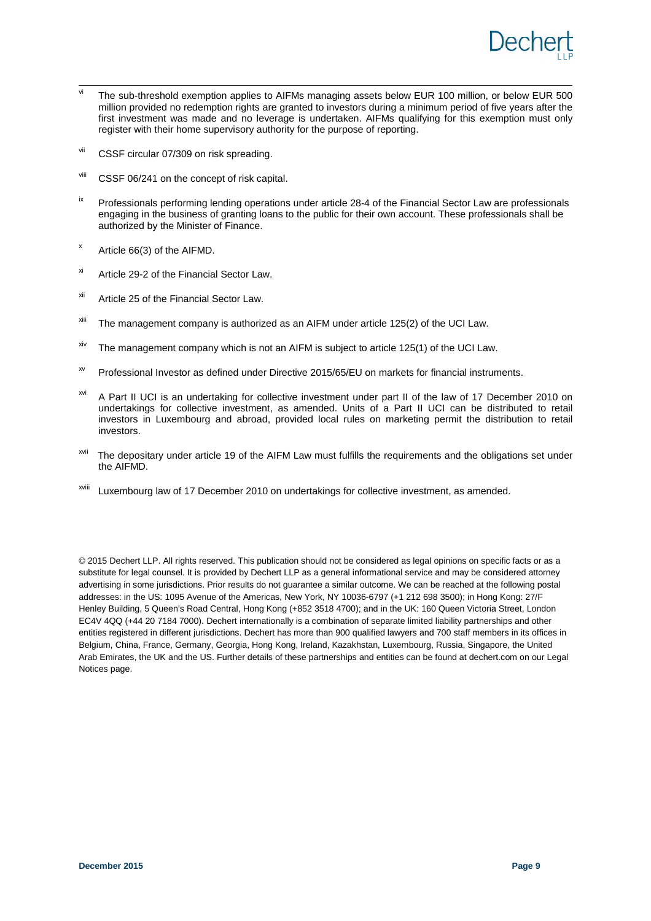[vi] The sub-threshold exemption applies to AIFMs managing assets below EUR 100 million, or below EUR 500 million provided no redemption rights are granted to investors during a minimum period of five years after the first investment was made and no leverage is undertaken. AIFMs qualifying for this exemption must only register with their home supervisory authority for the purpose of reporting.

[vii] CSSF circular 07/309 on risk spreading.

[viii] CSSF 06/241 on the concept of risk capital.

[ix] Professionals performing lending operations under article 28-4 of the Financial Sector Law are professionals engaging in the business of granting loans to the public for their own account. These professionals shall be authorized by the Minister of Finance.

[x] Article 66(3) of the AIFMD.

[xi] Article 29-2 of the Financial Sector Law.

[xii] Article 25 of the Financial Sector Law.

[xiii] The management company is authorized as an AIFM under article 125(2) of the UCI Law.

[xiv] The management company which is not an AIFM is subject to article 125(1) of the UCI Law.

[xv] Professional Investor as defined under Directive 2015/65/EU on markets for financial instruments.

[xvi] A Part II UCI is an undertaking for collective investment under part II of the law of 17 December 2010 on undertakings for collective investment, as amended. Units of a Part II UCI can be distributed to retail investors in Luxembourg and abroad, provided local rules on marketing permit the distribution to retail investors.

[xvii] The depositary under article 19 of the AIFM Law must fulfills the requirements and the obligations set under the AIFMD.

[xviii] Luxembourg law of 17 December 2010 on undertakings for collective investment, as amended.

© 2015 Dechert LLP. All rights reserved. This publication should not be considered as legal opinions on specific facts or as a substitute for legal counsel. It is provided by Dechert LLP as a general informational service and may be considered attorney advertising in some jurisdictions. Prior results do not guarantee a similar outcome. We can be reached at the following postal addresses: in the US: 1095 Avenue of the Americas, New York, NY 10036-6797 (+1 212 698 3500); in Hong Kong: 27/F Henley Building, 5 Queen's Road Central, Hong Kong (+852 3518 4700); and in the UK: 160 Queen Victoria Street, London EC4V 4QQ (+44 20 7184 7000). Dechert internationally is a combination of separate limited liability partnerships and other entities registered in different jurisdictions. Dechert has more than 900 qualified lawyers and 700 staff members in its offices in Belgium, China, France, Germany, Georgia, Hong Kong, Ireland, Kazakhstan, Luxembourg, Russia, Singapore, the United Arab Emirates, the UK and the US. Further details of these partnerships and entities can be found at dechert.com on our Legal Notices page.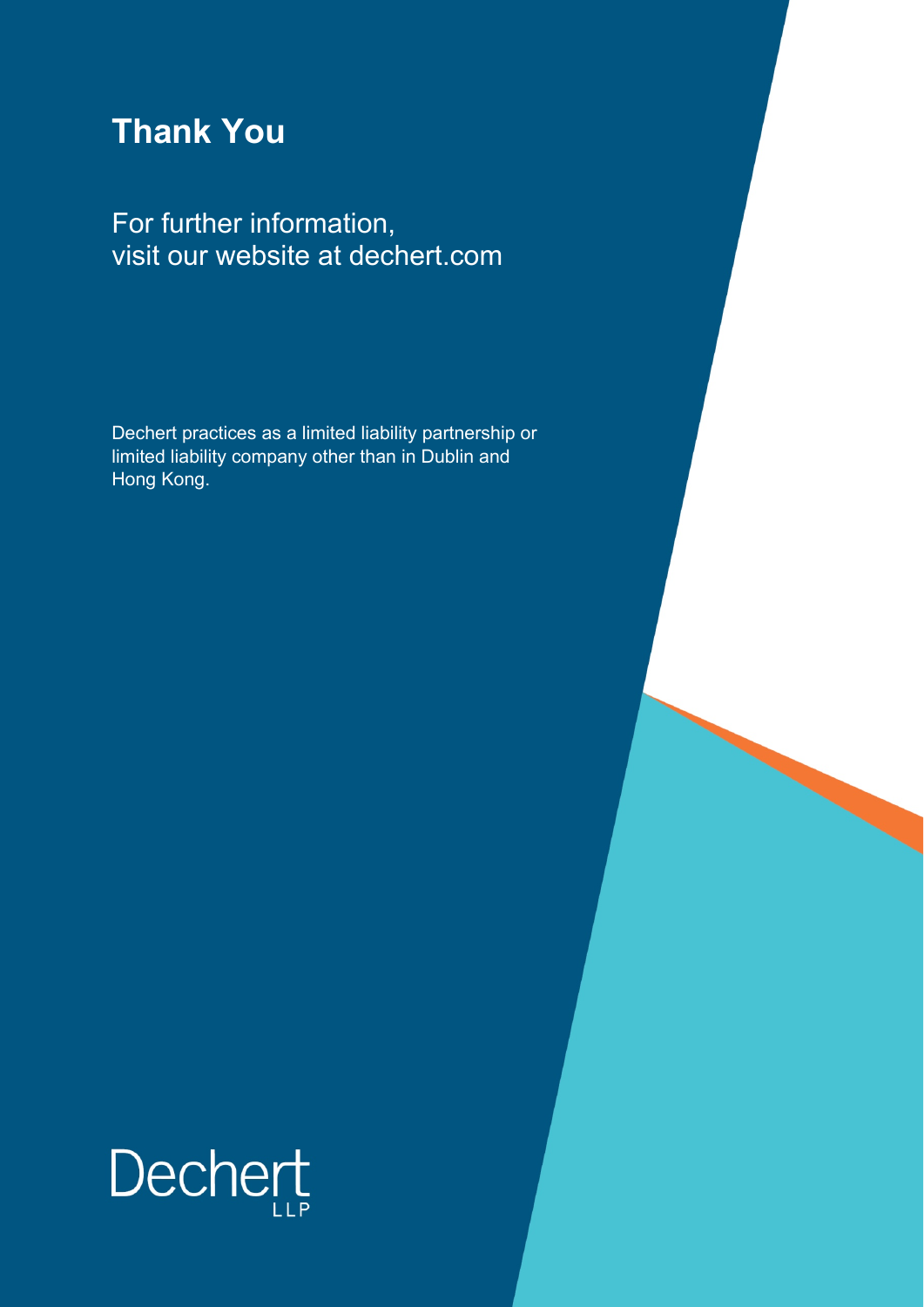# Thank You

For further information,
visit our website at dechert.com

Dechert practices as a limited liability partnership or limited liability company other than in Dublin and Hong Kong.

Dechert
LLP